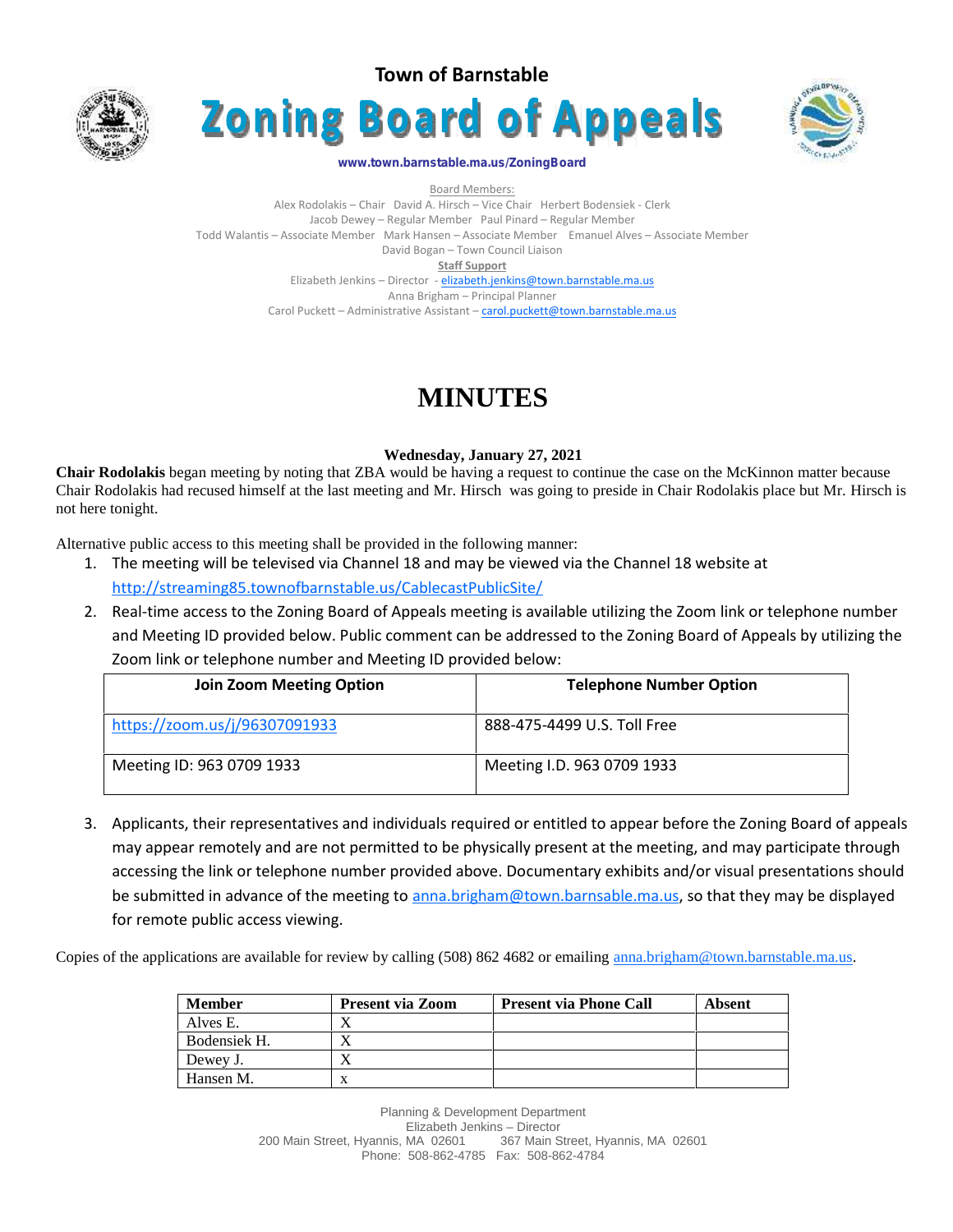Town of Barnstable

# Zoning Board of Appeals

www.town.barnstable.ma.us/ZoningBoard

Board Members:

Alex Rodolakis – Chair David A. Hirsch – Vice Chair Herbert Bodensiek - Clerk
Jacob Dewey – Regular Member Paul Pinard – Regular Member
Todd Walantis – Associate Member Mark Hansen – Associate Member Emanuel Alves – Associate Member
David Bogan – Town Council Liaison

**Staff Support**

Elizabeth Jenkins – Director - elizabeth.jenkins@town.barnstable.ma.us
Anna Brigham – Principal Planner
Carol Puckett – Administrative Assistant – carol.puckett@town.barnstable.ma.us

# MINUTES

**Wednesday, January 27, 2021**

**Chair Rodolakis** began meeting by noting that ZBA would be having a request to continue the case on the McKinnon matter because Chair Rodolakis had recused himself at the last meeting and Mr. Hirsch was going to preside in Chair Rodolakis place but Mr. Hirsch is not here tonight.

Alternative public access to this meeting shall be provided in the following manner:

1. The meeting will be televised via Channel 18 and may be viewed via the Channel 18 website at http://streaming85.townofbarnstable.us/CablecastPublicSite/
2. Real-time access to the Zoning Board of Appeals meeting is available utilizing the Zoom link or telephone number and Meeting ID provided below. Public comment can be addressed to the Zoning Board of Appeals by utilizing the Zoom link or telephone number and Meeting ID provided below:

| Join Zoom Meeting Option | Telephone Number Option |
|---|---|
| https://zoom.us/j/96307091933 | 888-475-4499 U.S. Toll Free |
| Meeting ID: 963 0709 1933 | Meeting I.D. 963 0709 1933 |

3. Applicants, their representatives and individuals required or entitled to appear before the Zoning Board of appeals may appear remotely and are not permitted to be physically present at the meeting, and may participate through accessing the link or telephone number provided above. Documentary exhibits and/or visual presentations should be submitted in advance of the meeting to anna.brigham@town.barnsable.ma.us, so that they may be displayed for remote public access viewing.

Copies of the applications are available for review by calling (508) 862 4682 or emailing anna.brigham@town.barnstable.ma.us.

| Member | Present via Zoom | Present via Phone Call | Absent |
|---|---|---|---|
| Alves E. | X | | |
| Bodensiek H. | X | | |
| Dewey J. | X | | |
| Hansen M. | x | | |

Planning & Development Department
Elizabeth Jenkins – Director
200 Main Street, Hyannis, MA 02601 367 Main Street, Hyannis, MA 02601
Phone: 508-862-4785 Fax: 508-862-4784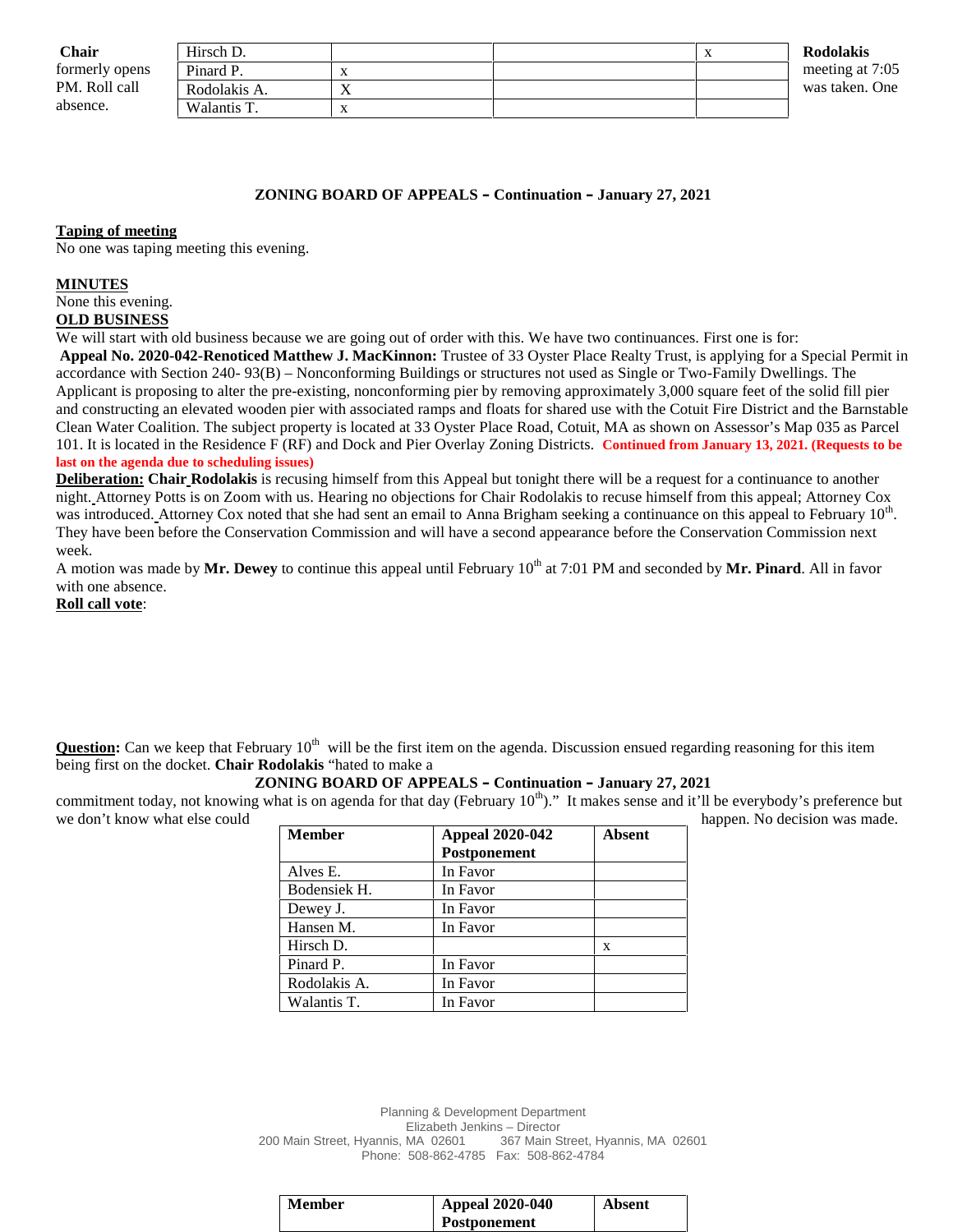**Chair Rodolakis** formerly opens meeting at 7:05 PM. Roll call was taken. One absence.

| Hirsch D. | | | x |
|---|---|---|---|
| Pinard P. | x | | |
| Rodolakis A. | X | | |
| Walantis T. | x | | |

**ZONING BOARD OF APPEALS – Continuation – January 27, 2021**

**Taping of meeting**
No one was taping meeting this evening.

**MINUTES**
None this evening.

**OLD BUSINESS**
We will start with old business because we are going out of order with this. We have two continuances. First one is for:

**Appeal No. 2020-042-Renoticed Matthew J. MacKinnon:** Trustee of 33 Oyster Place Realty Trust, is applying for a Special Permit in accordance with Section 240- 93(B) – Nonconforming Buildings or structures not used as Single or Two-Family Dwellings. The Applicant is proposing to alter the pre-existing, nonconforming pier by removing approximately 3,000 square feet of the solid fill pier and constructing an elevated wooden pier with associated ramps and floats for shared use with the Cotuit Fire District and the Barnstable Clean Water Coalition. The subject property is located at 33 Oyster Place Road, Cotuit, MA as shown on Assessor's Map 035 as Parcel 101. It is located in the Residence F (RF) and Dock and Pier Overlay Zoning Districts. **Continued from January 13, 2021. (Requests to be last on the agenda due to scheduling issues)**

**Deliberation: Chair Rodolakis** is recusing himself from this Appeal but tonight there will be a request for a continuance to another night. Attorney Potts is on Zoom with us. Hearing no objections for Chair Rodolakis to recuse himself from this appeal; Attorney Cox was introduced. Attorney Cox noted that she had sent an email to Anna Brigham seeking a continuance on this appeal to February 10th. They have been before the Conservation Commission and will have a second appearance before the Conservation Commission next week.

A motion was made by **Mr. Dewey** to continue this appeal until February 10th at 7:01 PM and seconded by **Mr. Pinard**. All in favor with one absence.

**Roll call vote**:

| Member | Appeal 2020-042 Postponement | Absent |
|---|---|---|
| Alves E. | In Favor | |
| Bodensiek H. | In Favor | |
| Dewey J. | In Favor | |
| Hansen M. | In Favor | |
| Hirsch D. | | x |
| Pinard P. | In Favor | |
| Rodolakis A. | In Favor | |
| Walantis T. | In Favor | |

**Question:** Can we keep that February 10th will be the first item on the agenda. Discussion ensued regarding reasoning for this item being first on the docket. **Chair Rodolakis** "hated to make a commitment today, not knowing what is on agenda for that day (February 10th)." It makes sense and it'll be everybody's preference but we don't know what else could happen. No decision was made.

| Member | Appeal 2020-040 Postponement | Absent |
|---|---|---|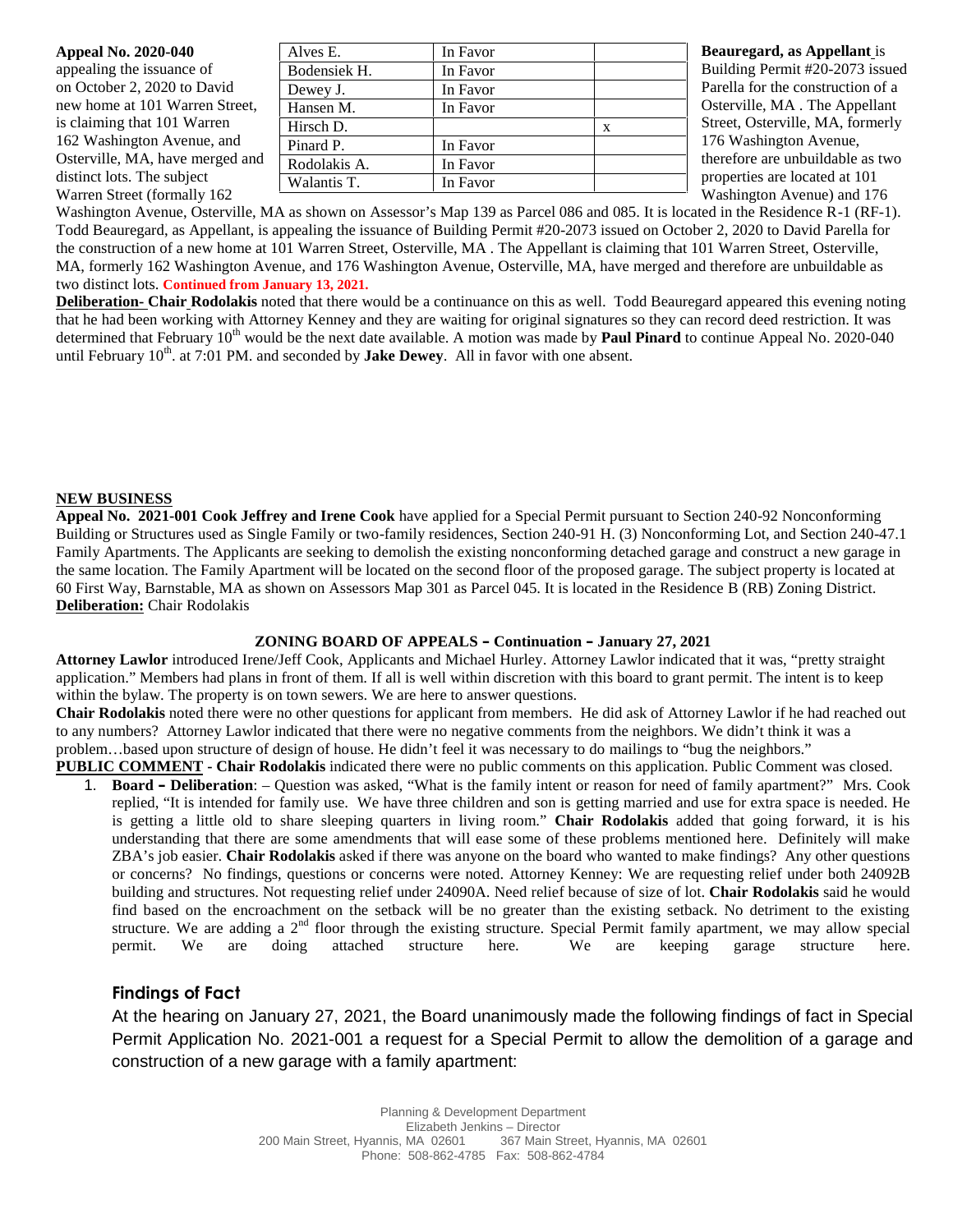**Appeal No. 2020-040 Beauregard, as Appellant** is appealing the issuance of Building Permit #20-2073 issued on October 2, 2020 to David Parella for the construction of a new home at 101 Warren Street, Osterville, MA . The Appellant is claiming that 101 Warren Street, Osterville, MA, formerly 162 Washington Avenue, and 176 Washington Avenue, Osterville, MA, have merged and therefore are unbuildable as two distinct lots. The subject properties are located at 101 Warren Street (formally 162 Washington Avenue) and 176 Washington Avenue, Osterville, MA as shown on Assessor's Map 139 as Parcel 086 and 085. It is located in the Residence R-1 (RF-1). Todd Beauregard, as Appellant, is appealing the issuance of Building Permit #20-2073 issued on October 2, 2020 to David Parella for the construction of a new home at 101 Warren Street, Osterville, MA . The Appellant is claiming that 101 Warren Street, Osterville, MA, formerly 162 Washington Avenue, and 176 Washington Avenue, Osterville, MA, have merged and therefore are unbuildable as two distinct lots. **Continued from January 13, 2021.**

| | | |
|---|---|---|
| Alves E. | In Favor | |
| Bodensiek H. | In Favor | |
| Dewey J. | In Favor | |
| Hansen M. | In Favor | |
| Hirsch D. | | x |
| Pinard P. | In Favor | |
| Rodolakis A. | In Favor | |
| Walantis T. | In Favor | |

**Deliberation- Chair Rodolakis** noted that there would be a continuance on this as well. Todd Beauregard appeared this evening noting that he had been working with Attorney Kenney and they are waiting for original signatures so they can record deed restriction. It was determined that February 10th would be the next date available. A motion was made by **Paul Pinard** to continue Appeal No. 2020-040 until February 10th. at 7:01 PM. and seconded by **Jake Dewey**. All in favor with one absent.

**NEW BUSINESS**

**Appeal No. 2021-001 Cook Jeffrey and Irene Cook** have applied for a Special Permit pursuant to Section 240-92 Nonconforming Building or Structures used as Single Family or two-family residences, Section 240-91 H. (3) Nonconforming Lot, and Section 240-47.1 Family Apartments. The Applicants are seeking to demolish the existing nonconforming detached garage and construct a new garage in the same location. The Family Apartment will be located on the second floor of the proposed garage. The subject property is located at 60 First Way, Barnstable, MA as shown on Assessors Map 301 as Parcel 045. It is located in the Residence B (RB) Zoning District.

**Deliberation:** Chair Rodolakis

**ZONING BOARD OF APPEALS – Continuation – January 27, 2021**

**Attorney Lawlor** introduced Irene/Jeff Cook, Applicants and Michael Hurley. Attorney Lawlor indicated that it was, "pretty straight application." Members had plans in front of them. If all is well within discretion with this board to grant permit. The intent is to keep within the bylaw. The property is on town sewers. We are here to answer questions.

**Chair Rodolakis** noted there were no other questions for applicant from members. He did ask of Attorney Lawlor if he had reached out to any numbers? Attorney Lawlor indicated that there were no negative comments from the neighbors. We didn't think it was a problem…based upon structure of design of house. He didn't feel it was necessary to do mailings to "bug the neighbors."

**PUBLIC COMMENT** - **Chair Rodolakis** indicated there were no public comments on this application. Public Comment was closed.

1. **Board – Deliberation**: – Question was asked, "What is the family intent or reason for need of family apartment?" Mrs. Cook replied, "It is intended for family use. We have three children and son is getting married and use for extra space is needed. He is getting a little old to share sleeping quarters in living room." **Chair Rodolakis** added that going forward, it is his understanding that there are some amendments that will ease some of these problems mentioned here. Definitely will make ZBA's job easier. **Chair Rodolakis** asked if there was anyone on the board who wanted to make findings? Any other questions or concerns? No findings, questions or concerns were noted. Attorney Kenney: We are requesting relief under both 24092B building and structures. Not requesting relief under 24090A. Need relief because of size of lot. **Chair Rodolakis** said he would find based on the encroachment on the setback will be no greater than the existing setback. No detriment to the existing structure. We are adding a 2nd floor through the existing structure. Special Permit family apartment, we may allow special permit. We are doing attached structure here. We are keeping garage structure here.

### Findings of Fact

At the hearing on January 27, 2021, the Board unanimously made the following findings of fact in Special Permit Application No. 2021-001 a request for a Special Permit to allow the demolition of a garage and construction of a new garage with a family apartment: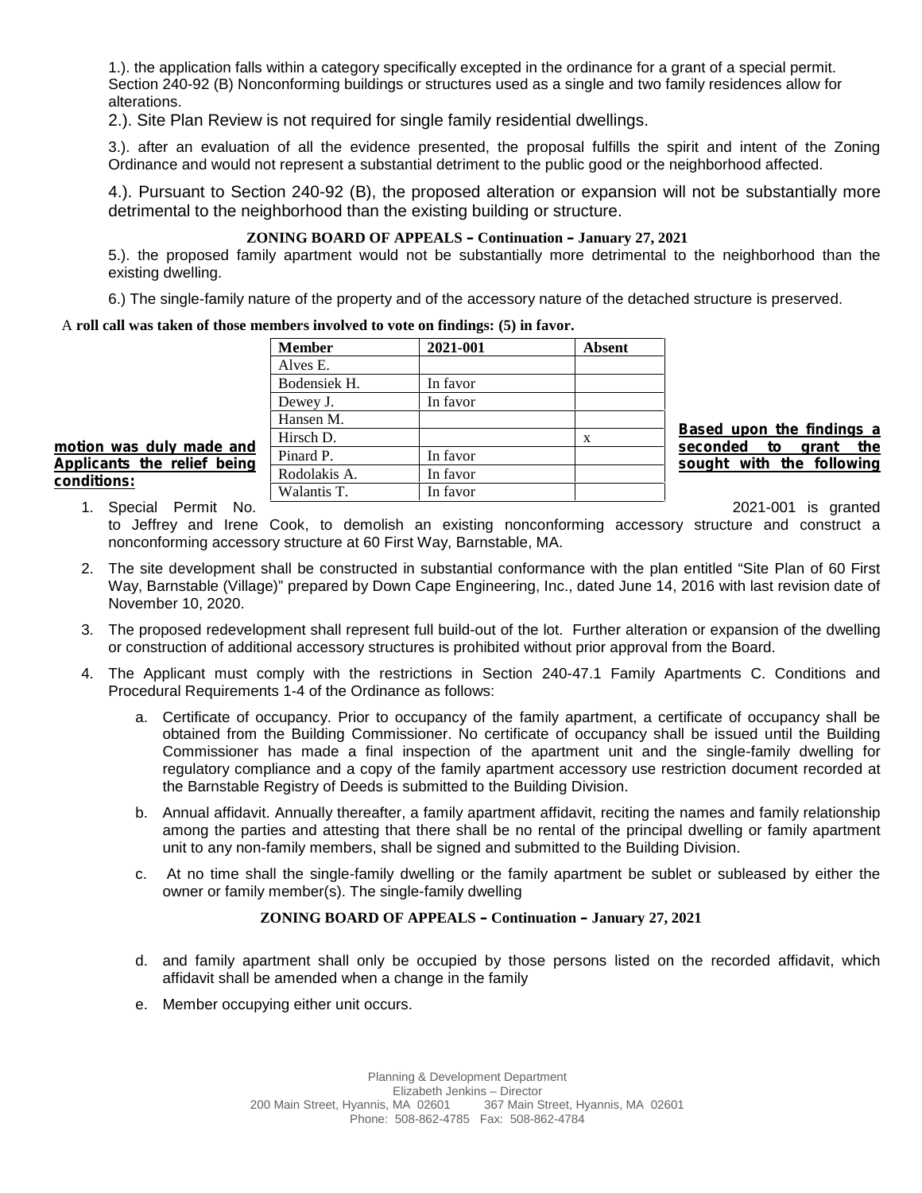1.). the application falls within a category specifically excepted in the ordinance for a grant of a special permit. Section 240-92 (B) Nonconforming buildings or structures used as a single and two family residences allow for alterations.

2.). Site Plan Review is not required for single family residential dwellings.

3.). after an evaluation of all the evidence presented, the proposal fulfills the spirit and intent of the Zoning Ordinance and would not represent a substantial detriment to the public good or the neighborhood affected.

4.). Pursuant to Section 240-92 (B), the proposed alteration or expansion will not be substantially more detrimental to the neighborhood than the existing building or structure.

**ZONING BOARD OF APPEALS – Continuation – January 27, 2021**

5.). the proposed family apartment would not be substantially more detrimental to the neighborhood than the existing dwelling.

6.) The single-family nature of the property and of the accessory nature of the detached structure is preserved.

A **roll call was taken of those members involved to vote on findings: (5) in favor.**

| Member | 2021-001 | Absent |
|---|---|---|
| Alves E. | | |
| Bodensiek H. | In favor | |
| Dewey J. | In favor | |
| Hansen M. | | |
| Hirsch D. | | x |
| Pinard P. | In favor | |
| Rodolakis A. | In favor | |
| Walantis T. | In favor | |

**Based upon the findings a motion was duly made and seconded to grant the Applicants the relief being sought with the following conditions:**

1. Special Permit No. 2021-001 is granted to Jeffrey and Irene Cook, to demolish an existing nonconforming accessory structure and construct a nonconforming accessory structure at 60 First Way, Barnstable, MA.
2. The site development shall be constructed in substantial conformance with the plan entitled "Site Plan of 60 First Way, Barnstable (Village)" prepared by Down Cape Engineering, Inc., dated June 14, 2016 with last revision date of November 10, 2020.
3. The proposed redevelopment shall represent full build-out of the lot. Further alteration or expansion of the dwelling or construction of additional accessory structures is prohibited without prior approval from the Board.
4. The Applicant must comply with the restrictions in Section 240-47.1 Family Apartments C. Conditions and Procedural Requirements 1-4 of the Ordinance as follows:
   a. Certificate of occupancy. Prior to occupancy of the family apartment, a certificate of occupancy shall be obtained from the Building Commissioner. No certificate of occupancy shall be issued until the Building Commissioner has made a final inspection of the apartment unit and the single-family dwelling for regulatory compliance and a copy of the family apartment accessory use restriction document recorded at the Barnstable Registry of Deeds is submitted to the Building Division.
   b. Annual affidavit. Annually thereafter, a family apartment affidavit, reciting the names and family relationship among the parties and attesting that there shall be no rental of the principal dwelling or family apartment unit to any non-family members, shall be signed and submitted to the Building Division.
   c. At no time shall the single-family dwelling or the family apartment be sublet or subleased by either the owner or family member(s). The single-family dwelling

**ZONING BOARD OF APPEALS – Continuation – January 27, 2021**

   d. and family apartment shall only be occupied by those persons listed on the recorded affidavit, which affidavit shall be amended when a change in the family
   e. Member occupying either unit occurs.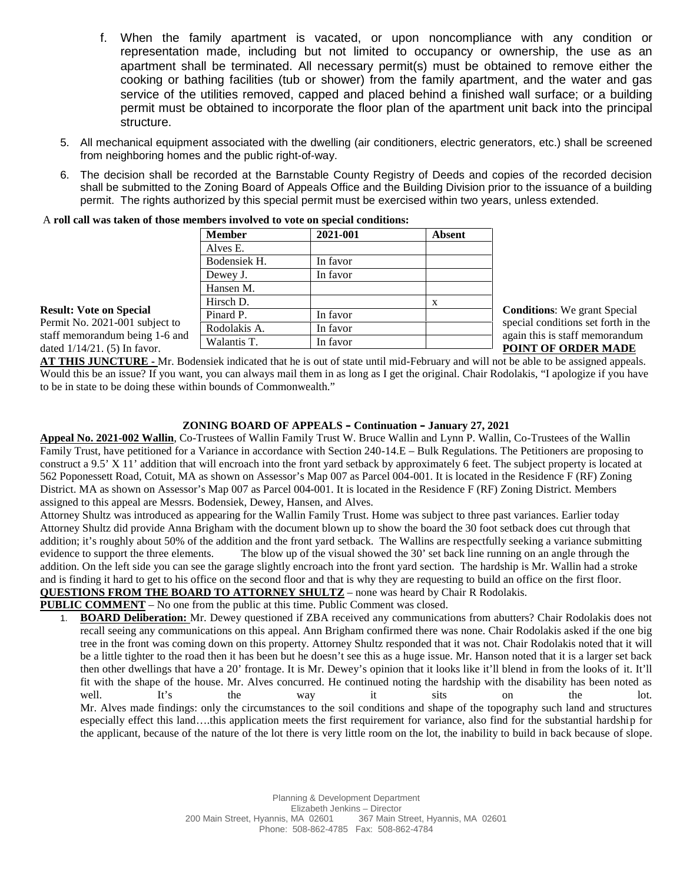f. When the family apartment is vacated, or upon noncompliance with any condition or representation made, including but not limited to occupancy or ownership, the use as an apartment shall be terminated. All necessary permit(s) must be obtained to remove either the cooking or bathing facilities (tub or shower) from the family apartment, and the water and gas service of the utilities removed, capped and placed behind a finished wall surface; or a building permit must be obtained to incorporate the floor plan of the apartment unit back into the principal structure.

5. All mechanical equipment associated with the dwelling (air conditioners, electric generators, etc.) shall be screened from neighboring homes and the public right-of-way.

6. The decision shall be recorded at the Barnstable County Registry of Deeds and copies of the recorded decision shall be submitted to the Zoning Board of Appeals Office and the Building Division prior to the issuance of a building permit. The rights authorized by this special permit must be exercised within two years, unless extended.

A **roll call was taken of those members involved to vote on special conditions:**

| Member | 2021-001 | Absent |
|---|---|---|
| Alves E. | | |
| Bodensiek H. | In favor | |
| Dewey J. | In favor | |
| Hansen M. | | |
| Hirsch D. | | x |
| Pinard P. | In favor | |
| Rodolakis A. | In favor | |
| Walantis T. | In favor | |

**Result: Vote on Special Conditions**: We grant Special Permit No. 2021-001 subject to special conditions set forth in the staff memorandum being 1-6 and again this is staff memorandum dated 1/14/21. (5) In favor.

**POINT OF ORDER MADE AT THIS JUNCTURE -** Mr. Bodensiek indicated that he is out of state until mid-February and will not be able to be assigned appeals. Would this be an issue? If you want, you can always mail them in as long as I get the original. Chair Rodolakis, "I apologize if you have to be in state to be doing these within bounds of Commonwealth."

**ZONING BOARD OF APPEALS – Continuation – January 27, 2021**

**Appeal No. 2021-002 Wallin**, Co-Trustees of Wallin Family Trust W. Bruce Wallin and Lynn P. Wallin, Co-Trustees of the Wallin Family Trust, have petitioned for a Variance in accordance with Section 240-14.E – Bulk Regulations. The Petitioners are proposing to construct a 9.5' X 11' addition that will encroach into the front yard setback by approximately 6 feet. The subject property is located at 562 Poponessett Road, Cotuit, MA as shown on Assessor's Map 007 as Parcel 004-001. It is located in the Residence F (RF) Zoning District. MA as shown on Assessor's Map 007 as Parcel 004-001. It is located in the Residence F (RF) Zoning District. Members assigned to this appeal are Messrs. Bodensiek, Dewey, Hansen, and Alves.

Attorney Shultz was introduced as appearing for the Wallin Family Trust. Home was subject to three past variances. Earlier today Attorney Shultz did provide Anna Brigham with the document blown up to show the board the 30 foot setback does cut through that addition; it's roughly about 50% of the addition and the front yard setback. The Wallins are respectfully seeking a variance submitting evidence to support the three elements. The blow up of the visual showed the 30' set back line running on an angle through the addition. On the left side you can see the garage slightly encroach into the front yard section. The hardship is Mr. Wallin had a stroke and is finding it hard to get to his office on the second floor and that is why they are requesting to build an office on the first floor.

**QUESTIONS FROM THE BOARD TO ATTORNEY SHULTZ** – none was heard by Chair R Rodolakis.

**PUBLIC COMMENT** – No one from the public at this time. Public Comment was closed.

1. **BOARD Deliberation:** Mr. Dewey questioned if ZBA received any communications from abutters? Chair Rodolakis does not recall seeing any communications on this appeal. Ann Brigham confirmed there was none. Chair Rodolakis asked if the one big tree in the front was coming down on this property. Attorney Shultz responded that it was not. Chair Rodolakis noted that it will be a little tighter to the road then it has been but he doesn't see this as a huge issue. Mr. Hanson noted that it is a larger set back then other dwellings that have a 20' frontage. It is Mr. Dewey's opinion that it looks like it'll blend in from the looks of it. It'll fit with the shape of the house. Mr. Alves concurred. He continued noting the hardship with the disability has been noted as well. It's the way it sits on the lot.
   Mr. Alves made findings: only the circumstances to the soil conditions and shape of the topography such land and structures especially effect this land….this application meets the first requirement for variance, also find for the substantial hardship for the applicant, because of the nature of the lot there is very little room on the lot, the inability to build in back because of slope.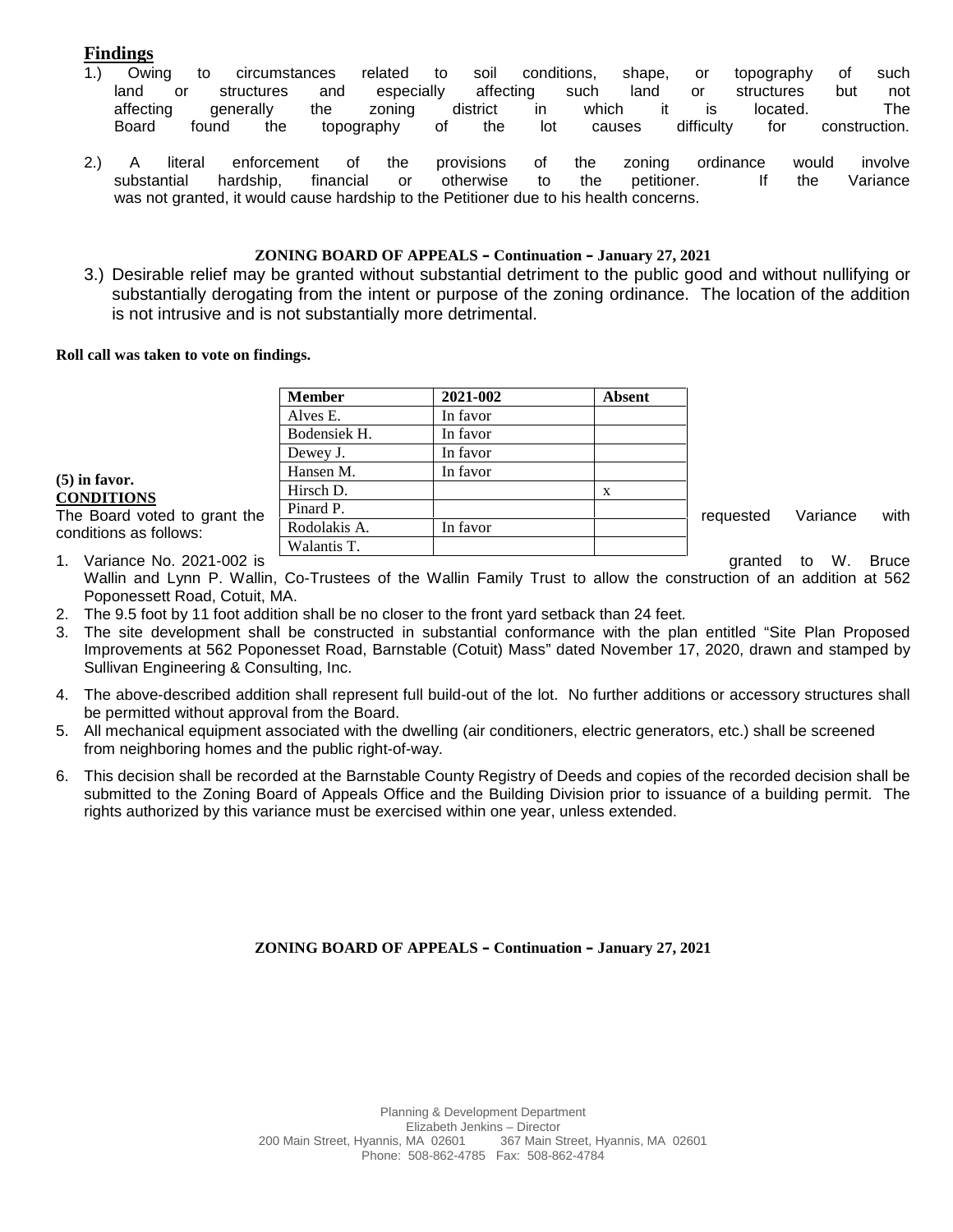## Findings

1.) Owing to circumstances related to soil conditions, shape, or topography of such land or structures and especially affecting such land or structures but not affecting generally the zoning district in which it is located. The Board found the topography of the lot causes difficulty for construction.

2.) A literal enforcement of the provisions of the zoning ordinance would involve substantial hardship, financial or otherwise to the petitioner. If the Variance was not granted, it would cause hardship to the Petitioner due to his health concerns.

3.) Desirable relief may be granted without substantial detriment to the public good and without nullifying or substantially derogating from the intent or purpose of the zoning ordinance. The location of the addition is not intrusive and is not substantially more detrimental.

**Roll call was taken to vote on findings.**

| Member | 2021-002 | Absent |
|---|---|---|
| Alves E. | In favor | |
| Bodensiek H. | In favor | |
| Dewey J. | In favor | |
| Hansen M. | In favor | |
| Hirsch D. | | x |
| Pinard P. | | |
| Rodolakis A. | In favor | |
| Walantis T. | | |

**(5) in favor.**

**CONDITIONS**

The Board voted to grant the requested Variance with conditions as follows:

1. Variance No. 2021-002 is granted to W. Bruce Wallin and Lynn P. Wallin, Co-Trustees of the Wallin Family Trust to allow the construction of an addition at 562 Poponessett Road, Cotuit, MA.
2. The 9.5 foot by 11 foot addition shall be no closer to the front yard setback than 24 feet.
3. The site development shall be constructed in substantial conformance with the plan entitled "Site Plan Proposed Improvements at 562 Poponesset Road, Barnstable (Cotuit) Mass" dated November 17, 2020, drawn and stamped by Sullivan Engineering & Consulting, Inc.
4. The above-described addition shall represent full build-out of the lot. No further additions or accessory structures shall be permitted without approval from the Board.
5. All mechanical equipment associated with the dwelling (air conditioners, electric generators, etc.) shall be screened from neighboring homes and the public right-of-way.
6. This decision shall be recorded at the Barnstable County Registry of Deeds and copies of the recorded decision shall be submitted to the Zoning Board of Appeals Office and the Building Division prior to issuance of a building permit. The rights authorized by this variance must be exercised within one year, unless extended.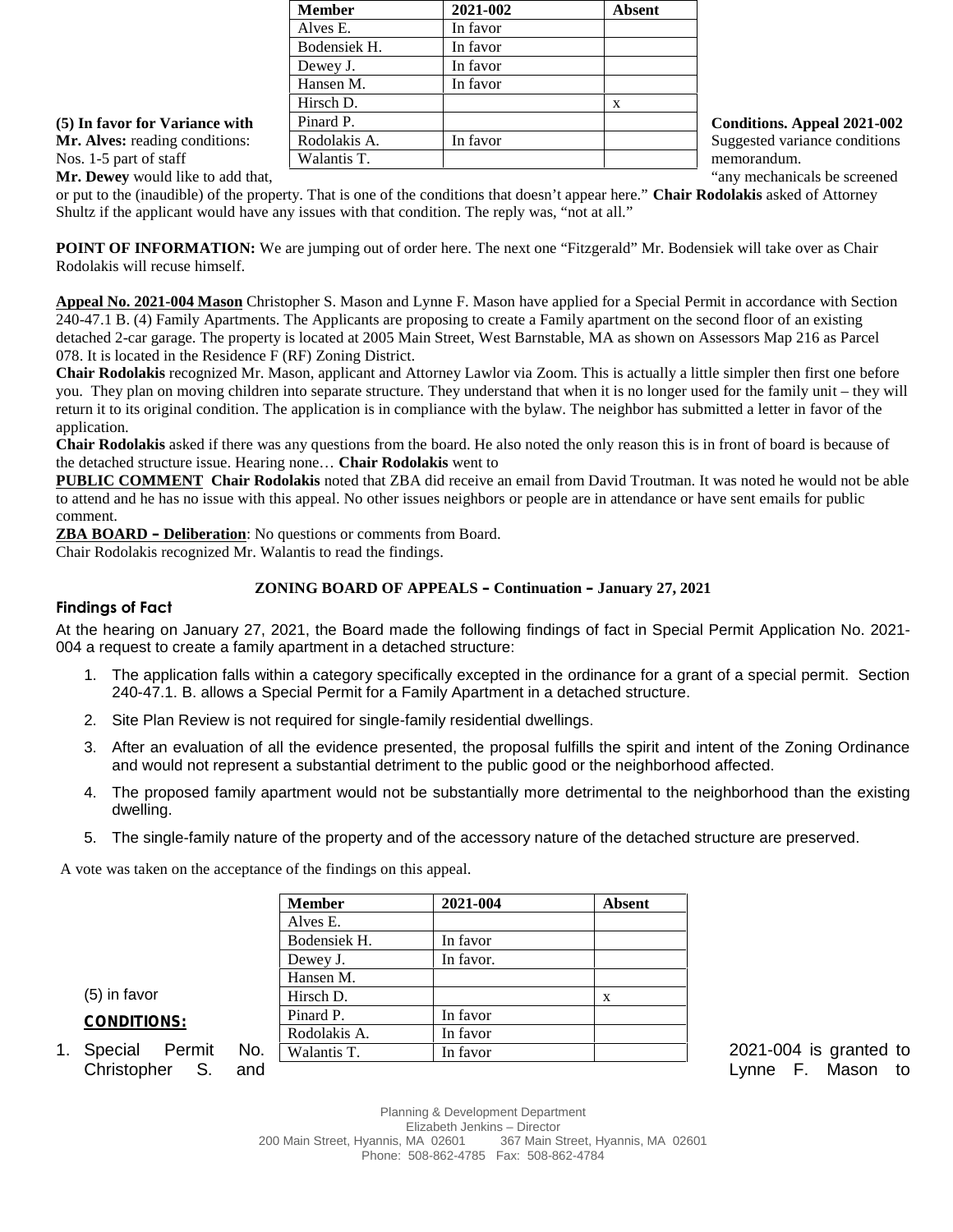| Member | 2021-002 | Absent |
|---|---|---|
| Alves E. | In favor | |
| Bodensiek H. | In favor | |
| Dewey J. | In favor | |
| Hansen M. | In favor | |
| Hirsch D. | | x |
| Pinard P. | | |
| Rodolakis A. | In favor | |
| Walantis T. | | |

**(5) In favor for Variance with Conditions. Appeal 2021-002**

**Mr. Alves:** reading conditions: Suggested variance conditions Nos. 1-5 part of staff memorandum.

**Mr. Dewey** would like to add that, "any mechanicals be screened or put to the (inaudible) of the property. That is one of the conditions that doesn't appear here." **Chair Rodolakis** asked of Attorney Shultz if the applicant would have any issues with that condition. The reply was, "not at all."

**POINT OF INFORMATION:** We are jumping out of order here. The next one "Fitzgerald" Mr. Bodensiek will take over as Chair Rodolakis will recuse himself.

**Appeal No. 2021-004 Mason** Christopher S. Mason and Lynne F. Mason have applied for a Special Permit in accordance with Section 240-47.1 B. (4) Family Apartments. The Applicants are proposing to create a Family apartment on the second floor of an existing detached 2-car garage. The property is located at 2005 Main Street, West Barnstable, MA as shown on Assessors Map 216 as Parcel 078. It is located in the Residence F (RF) Zoning District.

**Chair Rodolakis** recognized Mr. Mason, applicant and Attorney Lawlor via Zoom. This is actually a little simpler then first one before you. They plan on moving children into separate structure. They understand that when it is no longer used for the family unit – they will return it to its original condition. The application is in compliance with the bylaw. The neighbor has submitted a letter in favor of the application.

**Chair Rodolakis** asked if there was any questions from the board. He also noted the only reason this is in front of board is because of the detached structure issue. Hearing none… **Chair Rodolakis** went to

**PUBLIC COMMENT** **Chair Rodolakis** noted that ZBA did receive an email from David Troutman. It was noted he would not be able to attend and he has no issue with this appeal. No other issues neighbors or people are in attendance or have sent emails for public comment.

**ZBA BOARD – Deliberation**: No questions or comments from Board.

Chair Rodolakis recognized Mr. Walantis to read the findings.

**ZONING BOARD OF APPEALS – Continuation – January 27, 2021**

### Findings of Fact

At the hearing on January 27, 2021, the Board made the following findings of fact in Special Permit Application No. 2021-004 a request to create a family apartment in a detached structure:

1. The application falls within a category specifically excepted in the ordinance for a grant of a special permit. Section 240-47.1. B. allows a Special Permit for a Family Apartment in a detached structure.
2. Site Plan Review is not required for single-family residential dwellings.
3. After an evaluation of all the evidence presented, the proposal fulfills the spirit and intent of the Zoning Ordinance and would not represent a substantial detriment to the public good or the neighborhood affected.
4. The proposed family apartment would not be substantially more detrimental to the neighborhood than the existing dwelling.
5. The single-family nature of the property and of the accessory nature of the detached structure are preserved.

A vote was taken on the acceptance of the findings on this appeal.

| Member | 2021-004 | Absent |
|---|---|---|
| Alves E. | | |
| Bodensiek H. | In favor | |
| Dewey J. | In favor. | |
| Hansen M. | | |
| Hirsch D. | | x |
| Pinard P. | In favor | |
| Rodolakis A. | In favor | |
| Walantis T. | In favor | |

(5) in favor

**CONDITIONS:**

1. Special Permit No. 2021-004 is granted to Christopher S. and Lynne F. Mason to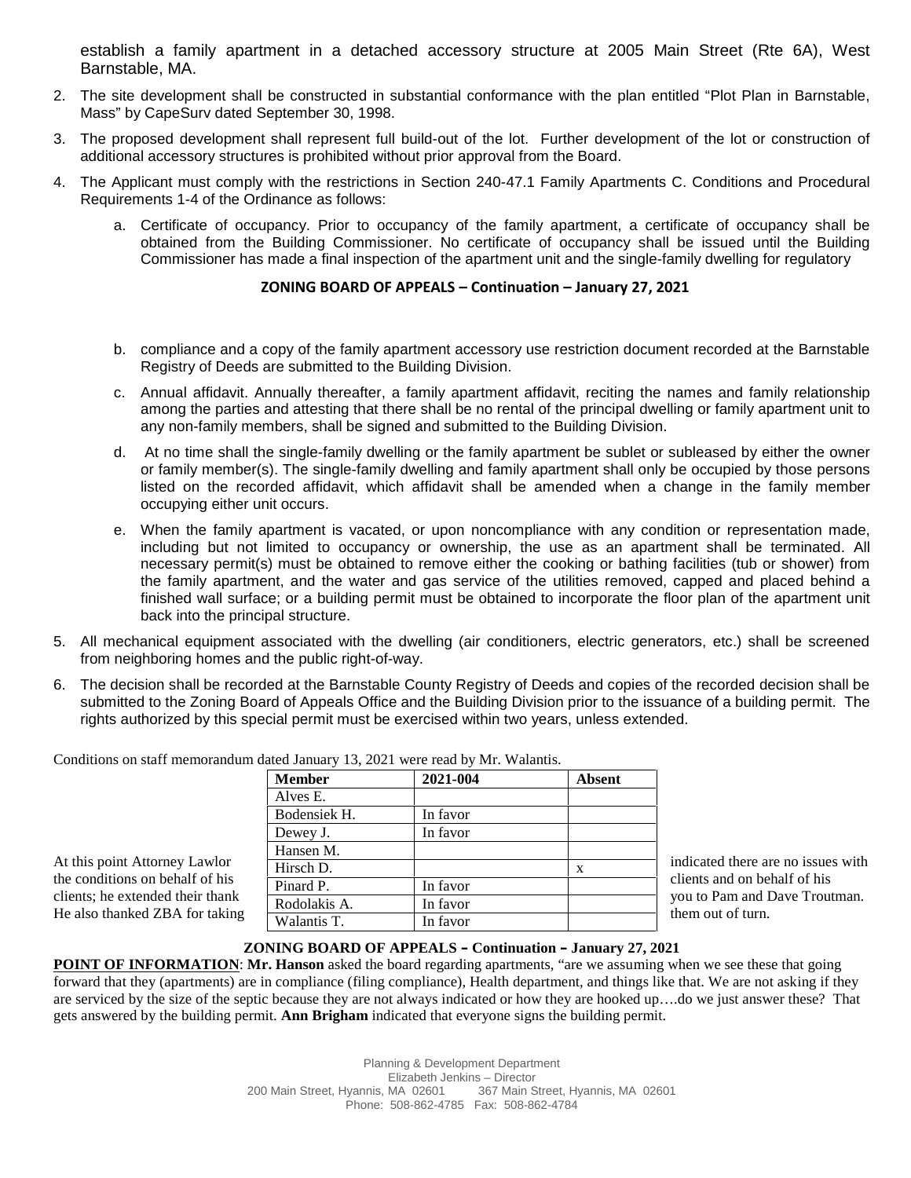establish a family apartment in a detached accessory structure at 2005 Main Street (Rte 6A), West Barnstable, MA.

2. The site development shall be constructed in substantial conformance with the plan entitled "Plot Plan in Barnstable, Mass" by CapeSurv dated September 30, 1998.
3. The proposed development shall represent full build-out of the lot. Further development of the lot or construction of additional accessory structures is prohibited without prior approval from the Board.
4. The Applicant must comply with the restrictions in Section 240-47.1 Family Apartments C. Conditions and Procedural Requirements 1-4 of the Ordinance as follows:
   a. Certificate of occupancy. Prior to occupancy of the family apartment, a certificate of occupancy shall be obtained from the Building Commissioner. No certificate of occupancy shall be issued until the Building Commissioner has made a final inspection of the apartment unit and the single-family dwelling for regulatory

**ZONING BOARD OF APPEALS – Continuation – January 27, 2021**

   b. compliance and a copy of the family apartment accessory use restriction document recorded at the Barnstable Registry of Deeds are submitted to the Building Division.
   c. Annual affidavit. Annually thereafter, a family apartment affidavit, reciting the names and family relationship among the parties and attesting that there shall be no rental of the principal dwelling or family apartment unit to any non-family members, shall be signed and submitted to the Building Division.
   d. At no time shall the single-family dwelling or the family apartment be sublet or subleased by either the owner or family member(s). The single-family dwelling and family apartment shall only be occupied by those persons listed on the recorded affidavit, which affidavit shall be amended when a change in the family member occupying either unit occurs.
   e. When the family apartment is vacated, or upon noncompliance with any condition or representation made, including but not limited to occupancy or ownership, the use as an apartment shall be terminated. All necessary permit(s) must be obtained to remove either the cooking or bathing facilities (tub or shower) from the family apartment, and the water and gas service of the utilities removed, capped and placed behind a finished wall surface; or a building permit must be obtained to incorporate the floor plan of the apartment unit back into the principal structure.
5. All mechanical equipment associated with the dwelling (air conditioners, electric generators, etc.) shall be screened from neighboring homes and the public right-of-way.
6. The decision shall be recorded at the Barnstable County Registry of Deeds and copies of the recorded decision shall be submitted to the Zoning Board of Appeals Office and the Building Division prior to the issuance of a building permit. The rights authorized by this special permit must be exercised within two years, unless extended.

Conditions on staff memorandum dated January 13, 2021 were read by Mr. Walantis.

| Member | 2021-004 | Absent |
|---|---|---|
| Alves E. | | |
| Bodensiek H. | In favor | |
| Dewey J. | In favor | |
| Hansen M. | | |
| Hirsch D. | | x |
| Pinard P. | In favor | |
| Rodolakis A. | In favor | |
| Walantis T. | In favor | |

At this point Attorney Lawlor indicated there are no issues with the conditions on behalf of his clients and on behalf of his clients; he extended their thank you to Pam and Dave Troutman. He also thanked ZBA for taking them out of turn.

**ZONING BOARD OF APPEALS – Continuation – January 27, 2021**

**POINT OF INFORMATION**: **Mr. Hanson** asked the board regarding apartments, "are we assuming when we see these that going forward that they (apartments) are in compliance (filing compliance), Health department, and things like that. We are not asking if they are serviced by the size of the septic because they are not always indicated or how they are hooked up….do we just answer these? That gets answered by the building permit. **Ann Brigham** indicated that everyone signs the building permit.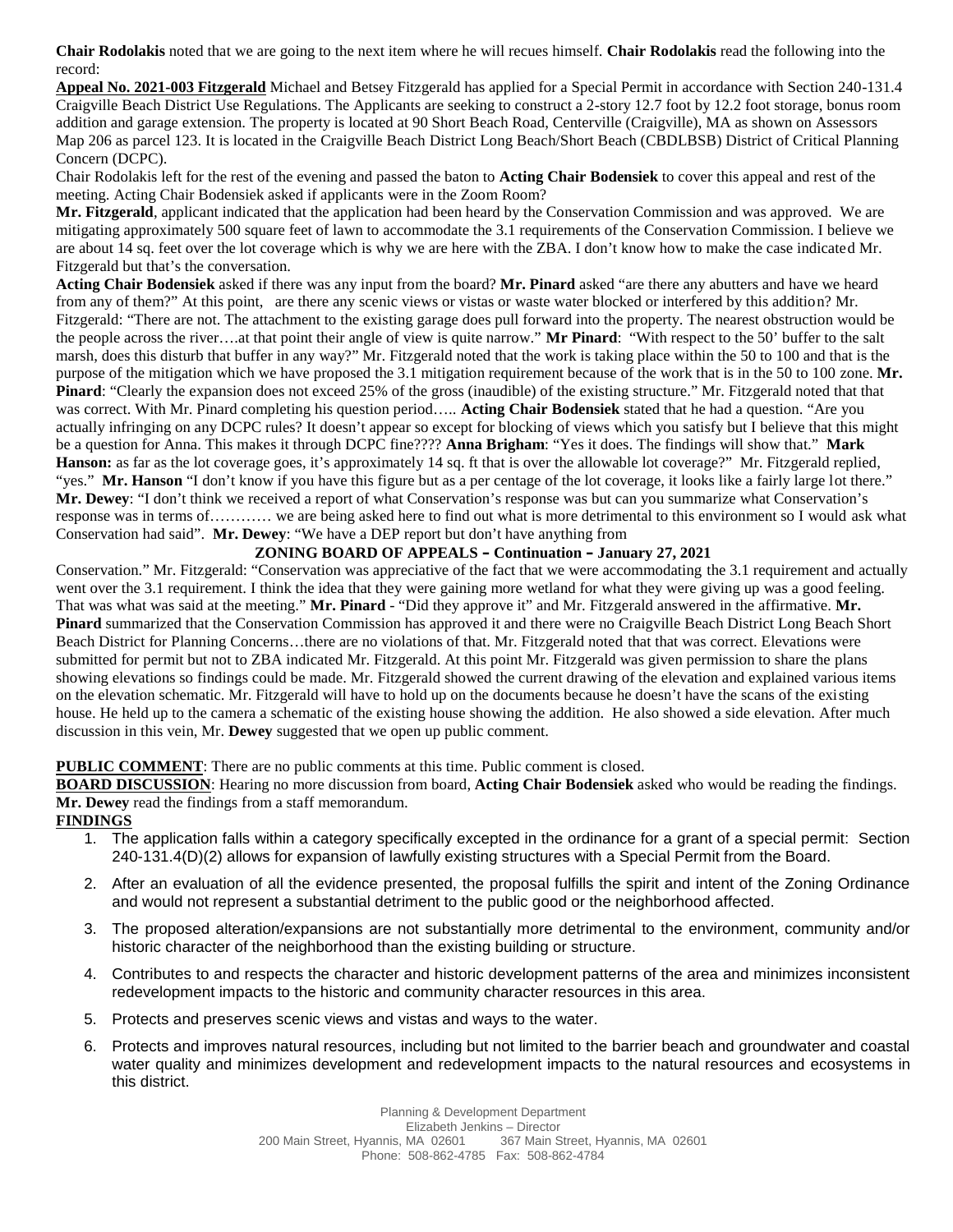**Chair Rodolakis** noted that we are going to the next item where he will recues himself. **Chair Rodolakis** read the following into the record:

**Appeal No. 2021-003 Fitzgerald** Michael and Betsey Fitzgerald has applied for a Special Permit in accordance with Section 240-131.4 Craigville Beach District Use Regulations. The Applicants are seeking to construct a 2-story 12.7 foot by 12.2 foot storage, bonus room addition and garage extension. The property is located at 90 Short Beach Road, Centerville (Craigville), MA as shown on Assessors Map 206 as parcel 123. It is located in the Craigville Beach District Long Beach/Short Beach (CBDLBSB) District of Critical Planning Concern (DCPC).

Chair Rodolakis left for the rest of the evening and passed the baton to **Acting Chair Bodensiek** to cover this appeal and rest of the meeting. Acting Chair Bodensiek asked if applicants were in the Zoom Room?

**Mr. Fitzgerald**, applicant indicated that the application had been heard by the Conservation Commission and was approved. We are mitigating approximately 500 square feet of lawn to accommodate the 3.1 requirements of the Conservation Commission. I believe we are about 14 sq. feet over the lot coverage which is why we are here with the ZBA. I don't know how to make the case indicated Mr. Fitzgerald but that's the conversation.

**Acting Chair Bodensiek** asked if there was any input from the board? **Mr. Pinard** asked "are there any abutters and have we heard from any of them?" At this point, are there any scenic views or vistas or waste water blocked or interfered by this addition? Mr. Fitzgerald: "There are not. The attachment to the existing garage does pull forward into the property. The nearest obstruction would be the people across the river….at that point their angle of view is quite narrow." **Mr Pinard**: "With respect to the 50' buffer to the salt marsh, does this disturb that buffer in any way?" Mr. Fitzgerald noted that the work is taking place within the 50 to 100 and that is the purpose of the mitigation which we have proposed the 3.1 mitigation requirement because of the work that is in the 50 to 100 zone. **Mr. Pinard**: "Clearly the expansion does not exceed 25% of the gross (inaudible) of the existing structure." Mr. Fitzgerald noted that that was correct. With Mr. Pinard completing his question period….. **Acting Chair Bodensiek** stated that he had a question. "Are you actually infringing on any DCPC rules? It doesn't appear so except for blocking of views which you satisfy but I believe that this might be a question for Anna. This makes it through DCPC fine???? **Anna Brigham**: "Yes it does. The findings will show that." **Mark Hanson:** as far as the lot coverage goes, it's approximately 14 sq. ft that is over the allowable lot coverage?" Mr. Fitzgerald replied, "yes." **Mr. Hanson** "I don't know if you have this figure but as a per centage of the lot coverage, it looks like a fairly large lot there." **Mr. Dewey**: "I don't think we received a report of what Conservation's response was but can you summarize what Conservation's response was in terms of………… we are being asked here to find out what is more detrimental to this environment so I would ask what Conservation had said". **Mr. Dewey**: "We have a DEP report but don't have anything from

**ZONING BOARD OF APPEALS – Continuation – January 27, 2021**

Conservation." Mr. Fitzgerald: "Conservation was appreciative of the fact that we were accommodating the 3.1 requirement and actually went over the 3.1 requirement. I think the idea that they were gaining more wetland for what they were giving up was a good feeling. That was what was said at the meeting." **Mr. Pinard** - "Did they approve it" and Mr. Fitzgerald answered in the affirmative. **Mr. Pinard** summarized that the Conservation Commission has approved it and there were no Craigville Beach District Long Beach Short Beach District for Planning Concerns…there are no violations of that. Mr. Fitzgerald noted that that was correct. Elevations were submitted for permit but not to ZBA indicated Mr. Fitzgerald. At this point Mr. Fitzgerald was given permission to share the plans showing elevations so findings could be made. Mr. Fitzgerald showed the current drawing of the elevation and explained various items on the elevation schematic. Mr. Fitzgerald will have to hold up on the documents because he doesn't have the scans of the existing house. He held up to the camera a schematic of the existing house showing the addition. He also showed a side elevation. After much discussion in this vein, Mr. **Dewey** suggested that we open up public comment.

**PUBLIC COMMENT**: There are no public comments at this time. Public comment is closed.

**BOARD DISCUSSION**: Hearing no more discussion from board, **Acting Chair Bodensiek** asked who would be reading the findings. **Mr. Dewey** read the findings from a staff memorandum.

**FINDINGS**

1. The application falls within a category specifically excepted in the ordinance for a grant of a special permit: Section 240-131.4(D)(2) allows for expansion of lawfully existing structures with a Special Permit from the Board.
2. After an evaluation of all the evidence presented, the proposal fulfills the spirit and intent of the Zoning Ordinance and would not represent a substantial detriment to the public good or the neighborhood affected.
3. The proposed alteration/expansions are not substantially more detrimental to the environment, community and/or historic character of the neighborhood than the existing building or structure.
4. Contributes to and respects the character and historic development patterns of the area and minimizes inconsistent redevelopment impacts to the historic and community character resources in this area.
5. Protects and preserves scenic views and vistas and ways to the water.
6. Protects and improves natural resources, including but not limited to the barrier beach and groundwater and coastal water quality and minimizes development and redevelopment impacts to the natural resources and ecosystems in this district.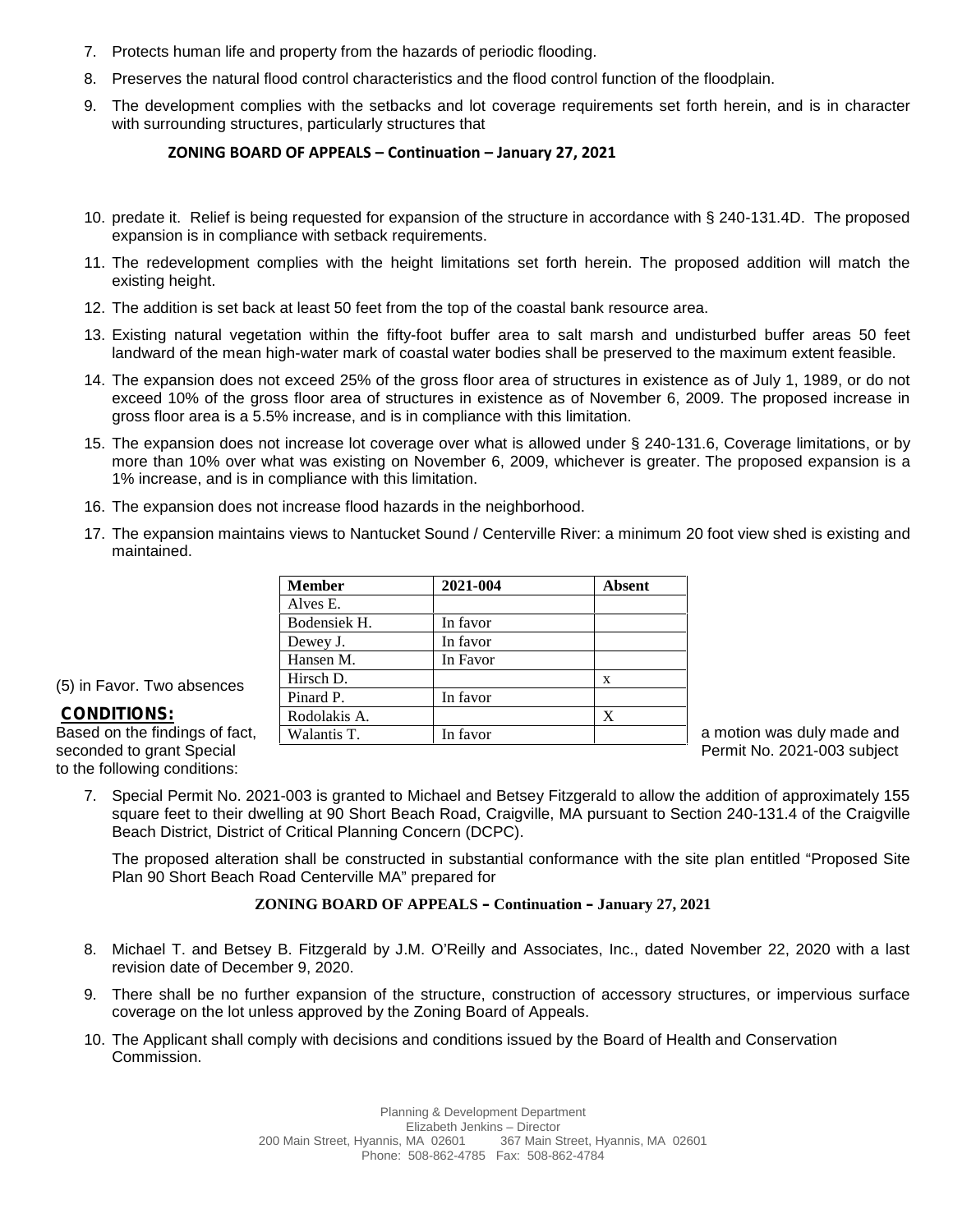7. Protects human life and property from the hazards of periodic flooding.
8. Preserves the natural flood control characteristics and the flood control function of the floodplain.
9. The development complies with the setbacks and lot coverage requirements set forth herein, and is in character with surrounding structures, particularly structures that

**ZONING BOARD OF APPEALS – Continuation – January 27, 2021**

10. predate it. Relief is being requested for expansion of the structure in accordance with § 240-131.4D. The proposed expansion is in compliance with setback requirements.
11. The redevelopment complies with the height limitations set forth herein. The proposed addition will match the existing height.
12. The addition is set back at least 50 feet from the top of the coastal bank resource area.
13. Existing natural vegetation within the fifty-foot buffer area to salt marsh and undisturbed buffer areas 50 feet landward of the mean high-water mark of coastal water bodies shall be preserved to the maximum extent feasible.
14. The expansion does not exceed 25% of the gross floor area of structures in existence as of July 1, 1989, or do not exceed 10% of the gross floor area of structures in existence as of November 6, 2009. The proposed increase in gross floor area is a 5.5% increase, and is in compliance with this limitation.
15. The expansion does not increase lot coverage over what is allowed under § 240-131.6, Coverage limitations, or by more than 10% over what was existing on November 6, 2009, whichever is greater. The proposed expansion is a 1% increase, and is in compliance with this limitation.
16. The expansion does not increase flood hazards in the neighborhood.
17. The expansion maintains views to Nantucket Sound / Centerville River: a minimum 20 foot view shed is existing and maintained.

| Member | 2021-004 | Absent |
|---|---|---|
| Alves E. | | |
| Bodensiek H. | In favor | |
| Dewey J. | In favor | |
| Hansen M. | In Favor | |
| Hirsch D. | | x |
| Pinard P. | In favor | |
| Rodolakis A. | | X |
| Walantis T. | In favor | |

(5) in Favor. Two absences

**CONDITIONS:**

Based on the findings of fact, a motion was duly made and seconded to grant Special Permit No. 2021-003 subject to the following conditions:

7. Special Permit No. 2021-003 is granted to Michael and Betsey Fitzgerald to allow the addition of approximately 155 square feet to their dwelling at 90 Short Beach Road, Craigville, MA pursuant to Section 240-131.4 of the Craigville Beach District, District of Critical Planning Concern (DCPC).

   The proposed alteration shall be constructed in substantial conformance with the site plan entitled "Proposed Site Plan 90 Short Beach Road Centerville MA" prepared for

**ZONING BOARD OF APPEALS – Continuation – January 27, 2021**

8. Michael T. and Betsey B. Fitzgerald by J.M. O'Reilly and Associates, Inc., dated November 22, 2020 with a last revision date of December 9, 2020.
9. There shall be no further expansion of the structure, construction of accessory structures, or impervious surface coverage on the lot unless approved by the Zoning Board of Appeals.
10. The Applicant shall comply with decisions and conditions issued by the Board of Health and Conservation Commission.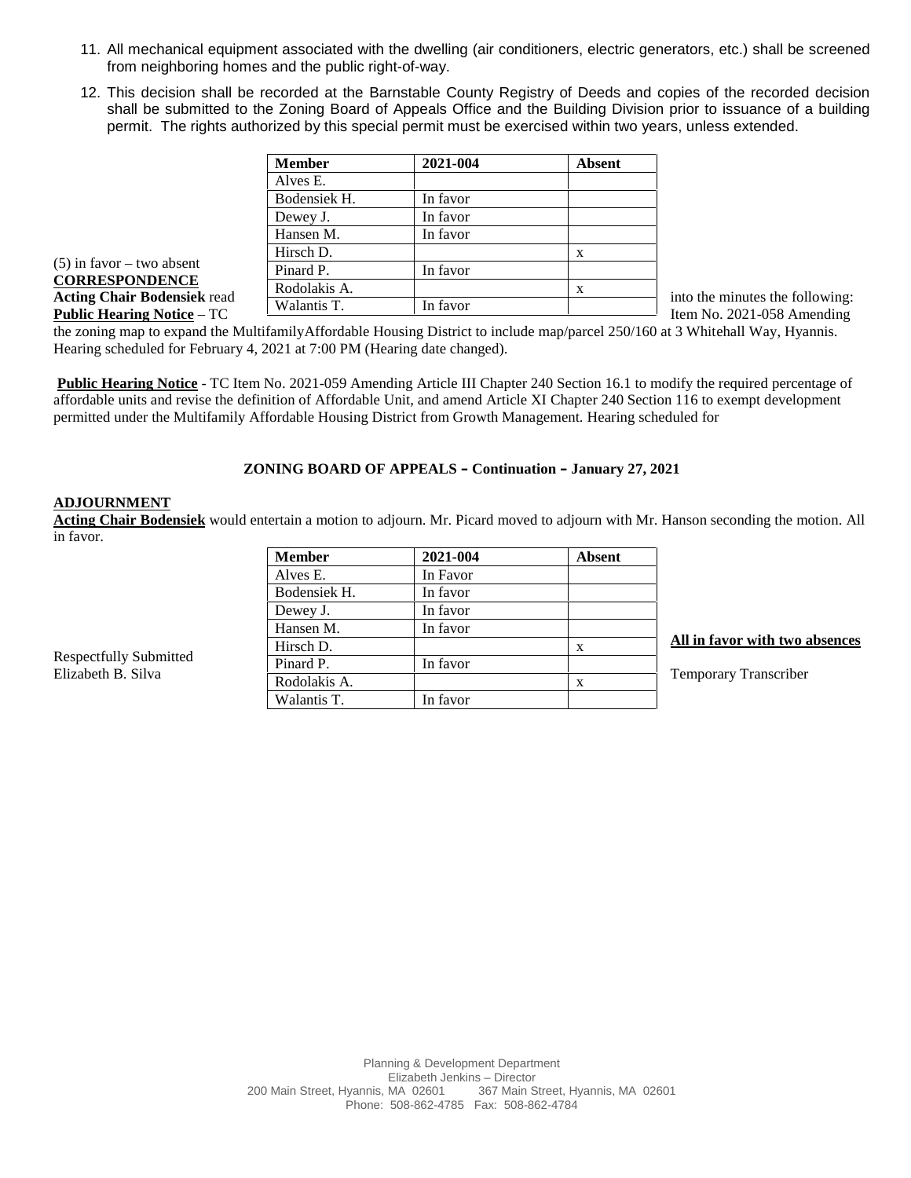11. All mechanical equipment associated with the dwelling (air conditioners, electric generators, etc.) shall be screened from neighboring homes and the public right-of-way.
12. This decision shall be recorded at the Barnstable County Registry of Deeds and copies of the recorded decision shall be submitted to the Zoning Board of Appeals Office and the Building Division prior to issuance of a building permit. The rights authorized by this special permit must be exercised within two years, unless extended.

| Member | 2021-004 | Absent |
|---|---|---|
| Alves E. | | |
| Bodensiek H. | In favor | |
| Dewey J. | In favor | |
| Hansen M. | In favor | |
| Hirsch D. | | x |
| Pinard P. | In favor | |
| Rodolakis A. | | x |
| Walantis T. | In favor | |

(5) in favor – two absent

**CORRESPONDENCE**

**Acting Chair Bodensiek** read into the minutes the following:

**Public Hearing Notice** – TC Item No. 2021-058 Amending the zoning map to expand the MultifamilyAffordable Housing District to include map/parcel 250/160 at 3 Whitehall Way, Hyannis. Hearing scheduled for February 4, 2021 at 7:00 PM (Hearing date changed).

**Public Hearing Notice** - TC Item No. 2021-059 Amending Article III Chapter 240 Section 16.1 to modify the required percentage of affordable units and revise the definition of Affordable Unit, and amend Article XI Chapter 240 Section 116 to exempt development permitted under the Multifamily Affordable Housing District from Growth Management. Hearing scheduled for

**ZONING BOARD OF APPEALS – Continuation – January 27, 2021**

**ADJOURNMENT**

**Acting Chair Bodensiek** would entertain a motion to adjourn. Mr. Picard moved to adjourn with Mr. Hanson seconding the motion. All in favor.

| Member | 2021-004 | Absent |
|---|---|---|
| Alves E. | In Favor | |
| Bodensiek H. | In favor | |
| Dewey J. | In favor | |
| Hansen M. | In favor | |
| Hirsch D. | | x |
| Pinard P. | In favor | |
| Rodolakis A. | | x |
| Walantis T. | In favor | |

**All in favor with two absences**

Respectfully Submitted
Elizabeth B. Silva

Temporary Transcriber